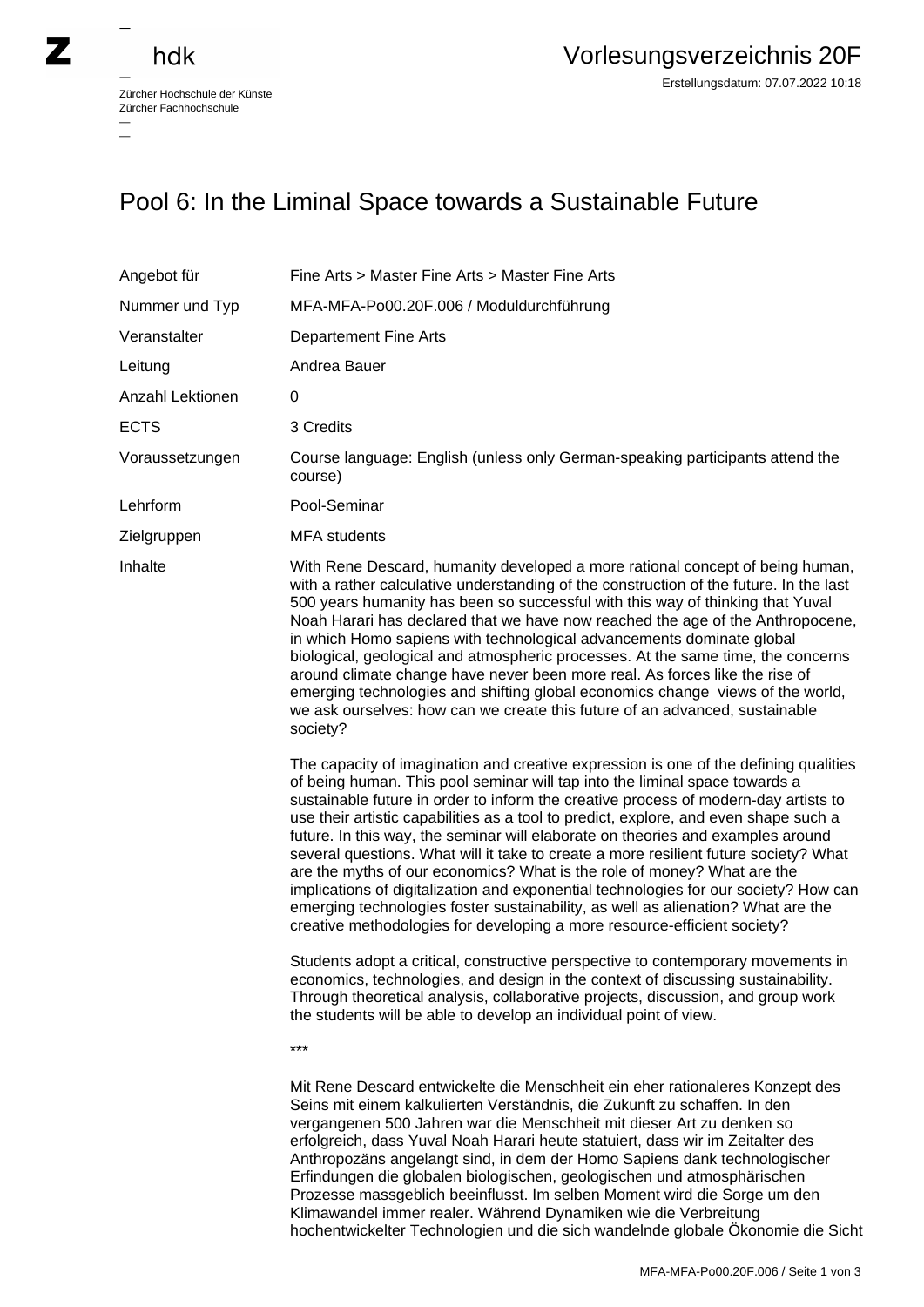Zürcher Hochschule der Künste
Zürcher Fachhochschule

# Vorlesungsverzeichnis 20F

Erstellungsdatum: 07.07.2022 10:18

## Pool 6: In the Liminal Space towards a Sustainable Future

| | |
|---|---|
| Angebot für | Fine Arts > Master Fine Arts > Master Fine Arts |
| Nummer und Typ | MFA-MFA-Po00.20F.006 / Moduldurchführung |
| Veranstalter | Departement Fine Arts |
| Leitung | Andrea Bauer |
| Anzahl Lektionen | 0 |
| ECTS | 3 Credits |
| Voraussetzungen | Course language: English (unless only German-speaking participants attend the course) |
| Lehrform | Pool-Seminar |
| Zielgruppen | MFA students |

**Inhalte**

With Rene Descard, humanity developed a more rational concept of being human, with a rather calculative understanding of the construction of the future. In the last 500 years humanity has been so successful with this way of thinking that Yuval Noah Harari has declared that we have now reached the age of the Anthropocene, in which Homo sapiens with technological advancements dominate global biological, geological and atmospheric processes. At the same time, the concerns around climate change have never been more real. As forces like the rise of emerging technologies and shifting global economics change views of the world, we ask ourselves: how can we create this future of an advanced, sustainable society?

The capacity of imagination and creative expression is one of the defining qualities of being human. This pool seminar will tap into the liminal space towards a sustainable future in order to inform the creative process of modern-day artists to use their artistic capabilities as a tool to predict, explore, and even shape such a future. In this way, the seminar will elaborate on theories and examples around several questions. What will it take to create a more resilient future society? What are the myths of our economics? What is the role of money? What are the implications of digitalization and exponential technologies for our society? How can emerging technologies foster sustainability, as well as alienation? What are the creative methodologies for developing a more resource-efficient society?

Students adopt a critical, constructive perspective to contemporary movements in economics, technologies, and design in the context of discussing sustainability. Through theoretical analysis, collaborative projects, discussion, and group work the students will be able to develop an individual point of view.

***

Mit Rene Descard entwickelte die Menschheit ein eher rationaleres Konzept des Seins mit einem kalkulierten Verständnis, die Zukunft zu schaffen. In den vergangenen 500 Jahren war die Menschheit mit dieser Art zu denken so erfolgreich, dass Yuval Noah Harari heute statuiert, dass wir im Zeitalter des Anthropozäns angelangt sind, in dem der Homo Sapiens dank technologischer Erfindungen die globalen biologischen, geologischen und atmosphärischen Prozesse massgeblich beeinflusst. Im selben Moment wird die Sorge um den Klimawandel immer realer. Während Dynamiken wie die Verbreitung hochentwickelter Technologien und die sich wandelnde globale Ökonomie die Sicht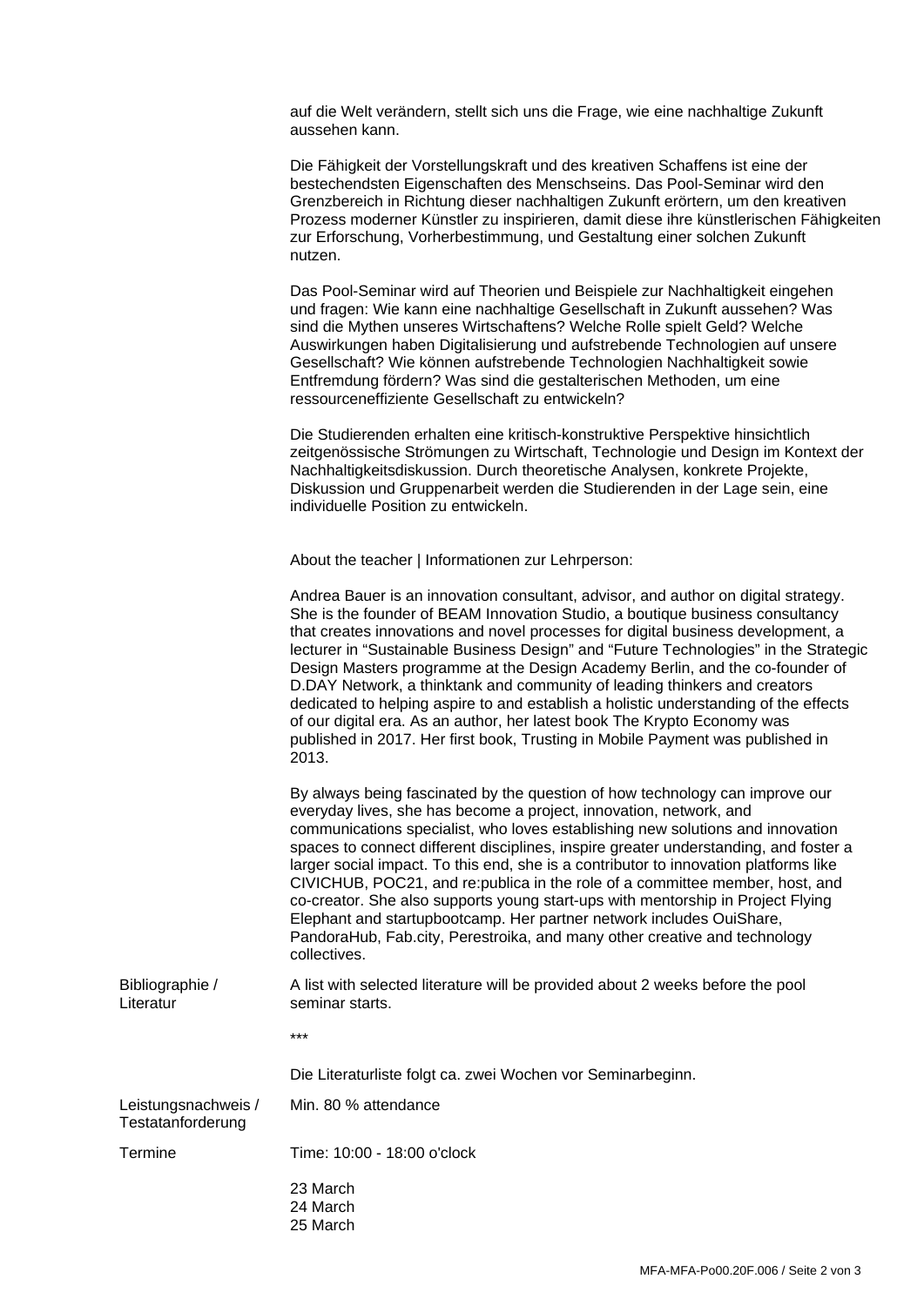auf die Welt verändern, stellt sich uns die Frage, wie eine nachhaltige Zukunft aussehen kann.

Die Fähigkeit der Vorstellungskraft und des kreativen Schaffens ist eine der bestechendsten Eigenschaften des Menschseins. Das Pool-Seminar wird den Grenzbereich in Richtung dieser nachhaltigen Zukunft erörtern, um den kreativen Prozess moderner Künstler zu inspirieren, damit diese ihre künstlerischen Fähigkeiten zur Erforschung, Vorherbestimmung, und Gestaltung einer solchen Zukunft nutzen.

Das Pool-Seminar wird auf Theorien und Beispiele zur Nachhaltigkeit eingehen und fragen: Wie kann eine nachhaltige Gesellschaft in Zukunft aussehen? Was sind die Mythen unseres Wirtschaftens? Welche Rolle spielt Geld? Welche Auswirkungen haben Digitalisierung und aufstrebende Technologien auf unsere Gesellschaft? Wie können aufstrebende Technologien Nachhaltigkeit sowie Entfremdung fördern? Was sind die gestalterischen Methoden, um eine ressourceneffiziente Gesellschaft zu entwickeln?

Die Studierenden erhalten eine kritisch-konstruktive Perspektive hinsichtlich zeitgenössische Strömungen zu Wirtschaft, Technologie und Design im Kontext der Nachhaltigkeitsdiskussion. Durch theoretische Analysen, konkrete Projekte, Diskussion und Gruppenarbeit werden die Studierenden in der Lage sein, eine individuelle Position zu entwickeln.

About the teacher | Informationen zur Lehrperson:

Andrea Bauer is an innovation consultant, advisor, and author on digital strategy. She is the founder of BEAM Innovation Studio, a boutique business consultancy that creates innovations and novel processes for digital business development, a lecturer in “Sustainable Business Design” and “Future Technologies” in the Strategic Design Masters programme at the Design Academy Berlin, and the co-founder of D.DAY Network, a thinktank and community of leading thinkers and creators dedicated to helping aspire to and establish a holistic understanding of the effects of our digital era. As an author, her latest book The Krypto Economy was published in 2017. Her first book, Trusting in Mobile Payment was published in 2013.

By always being fascinated by the question of how technology can improve our everyday lives, she has become a project, innovation, network, and communications specialist, who loves establishing new solutions and innovation spaces to connect different disciplines, inspire greater understanding, and foster a larger social impact. To this end, she is a contributor to innovation platforms like CIVICHUB, POC21, and re:publica in the role of a committee member, host, and co-creator. She also supports young start-ups with mentorship in Project Flying Elephant and startupbootcamp. Her partner network includes OuiShare, PandoraHub, Fab.city, Perestroika, and many other creative and technology collectives.

| | |
|---|---|
| Bibliographie / Literatur | A list with selected literature will be provided about 2 weeks before the pool seminar starts.<br><br>***<br><br>Die Literaturliste folgt ca. zwei Wochen vor Seminarbeginn. |
| Leistungsnachweis / Testatanforderung | Min. 80 % attendance |
| Termine | Time: 10:00 - 18:00 o'clock<br><br>23 March<br>24 March<br>25 March |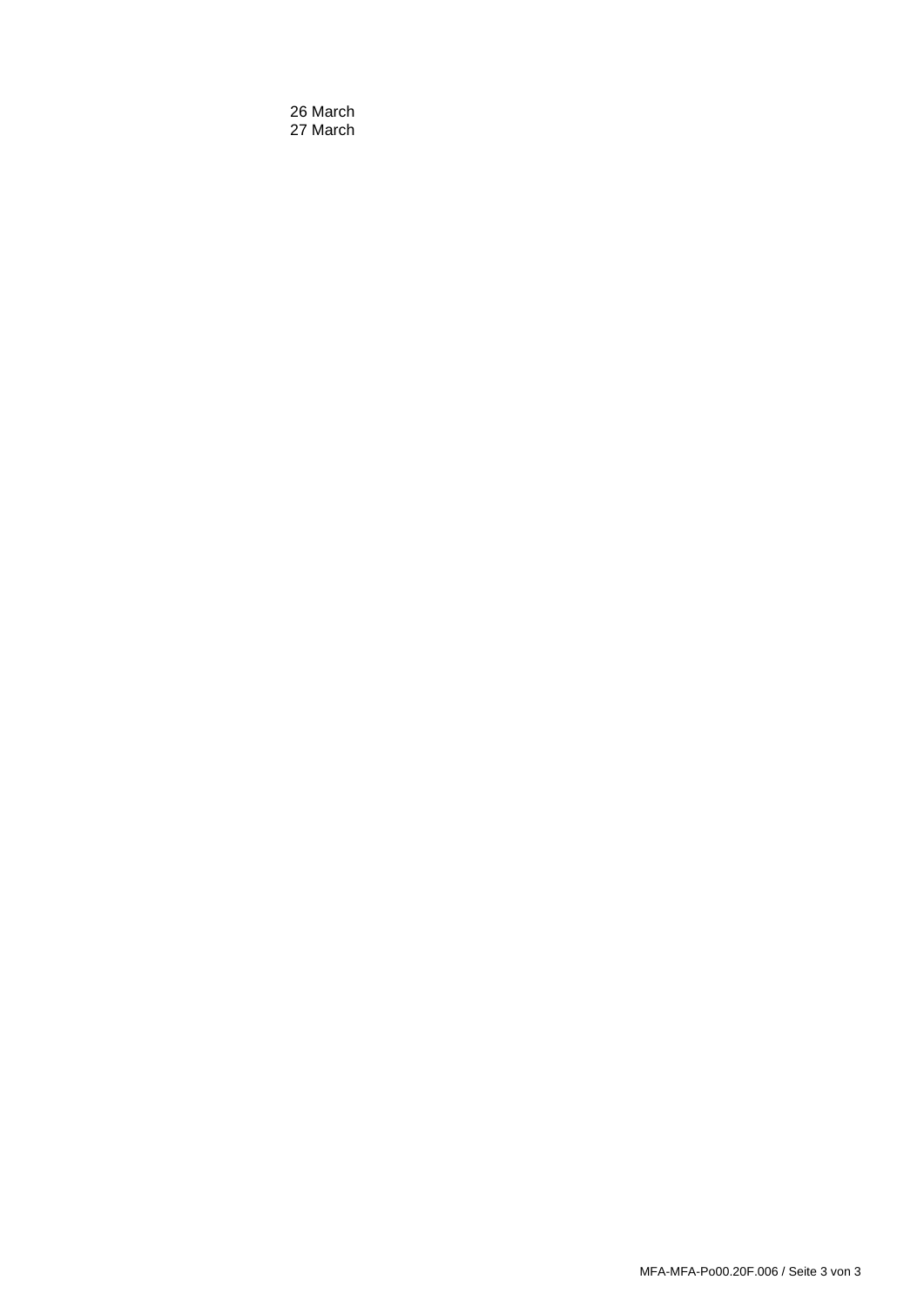26 March
27 March